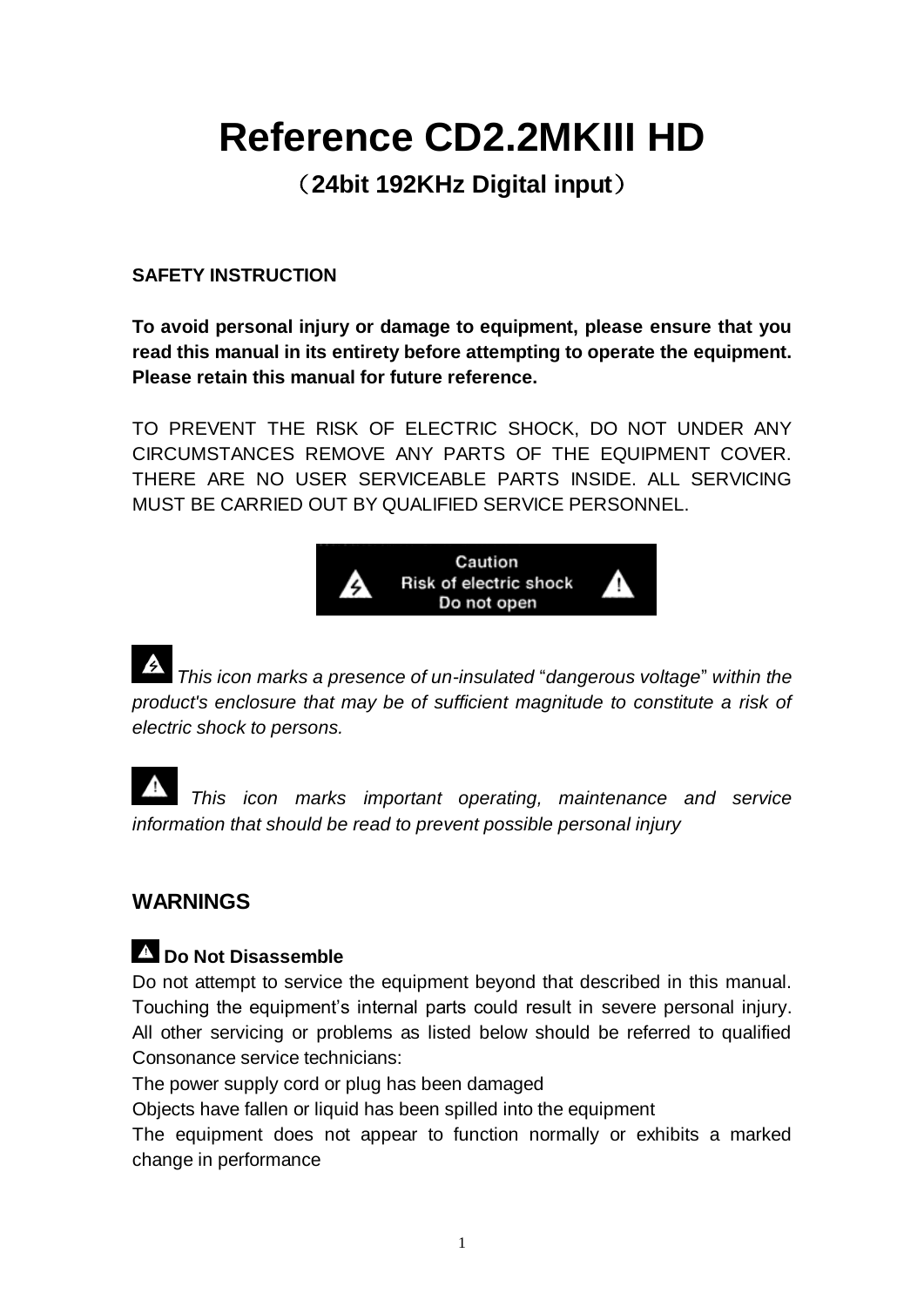# Reference CD2.2MKIII HD

## （24bit 192KHz Digital input）

**SAFETY INSTRUCTION**

**To avoid personal injury or damage to equipment, please ensure that you read this manual in its entirety before attempting to operate the equipment. Please retain this manual for future reference.**

TO PREVENT THE RISK OF ELECTRIC SHOCK, DO NOT UNDER ANY CIRCUMSTANCES REMOVE ANY PARTS OF THE EQUIPMENT COVER. THERE ARE NO USER SERVICEABLE PARTS INSIDE. ALL SERVICING MUST BE CARRIED OUT BY QUALIFIED SERVICE PERSONNEL.

Caution
Risk of electric shock
Do not open

*This icon marks a presence of un-insulated* “*dangerous voltage*” *within the product's enclosure that may be of sufficient magnitude to constitute a risk of electric shock to persons.*

*This icon marks important operating, maintenance and service information that should be read to prevent possible personal injury*

## WARNINGS

**Do Not Disassemble**

Do not attempt to service the equipment beyond that described in this manual. Touching the equipment’s internal parts could result in severe personal injury. All other servicing or problems as listed below should be referred to qualified Consonance service technicians:

The power supply cord or plug has been damaged

Objects have fallen or liquid has been spilled into the equipment

The equipment does not appear to function normally or exhibits a marked change in performance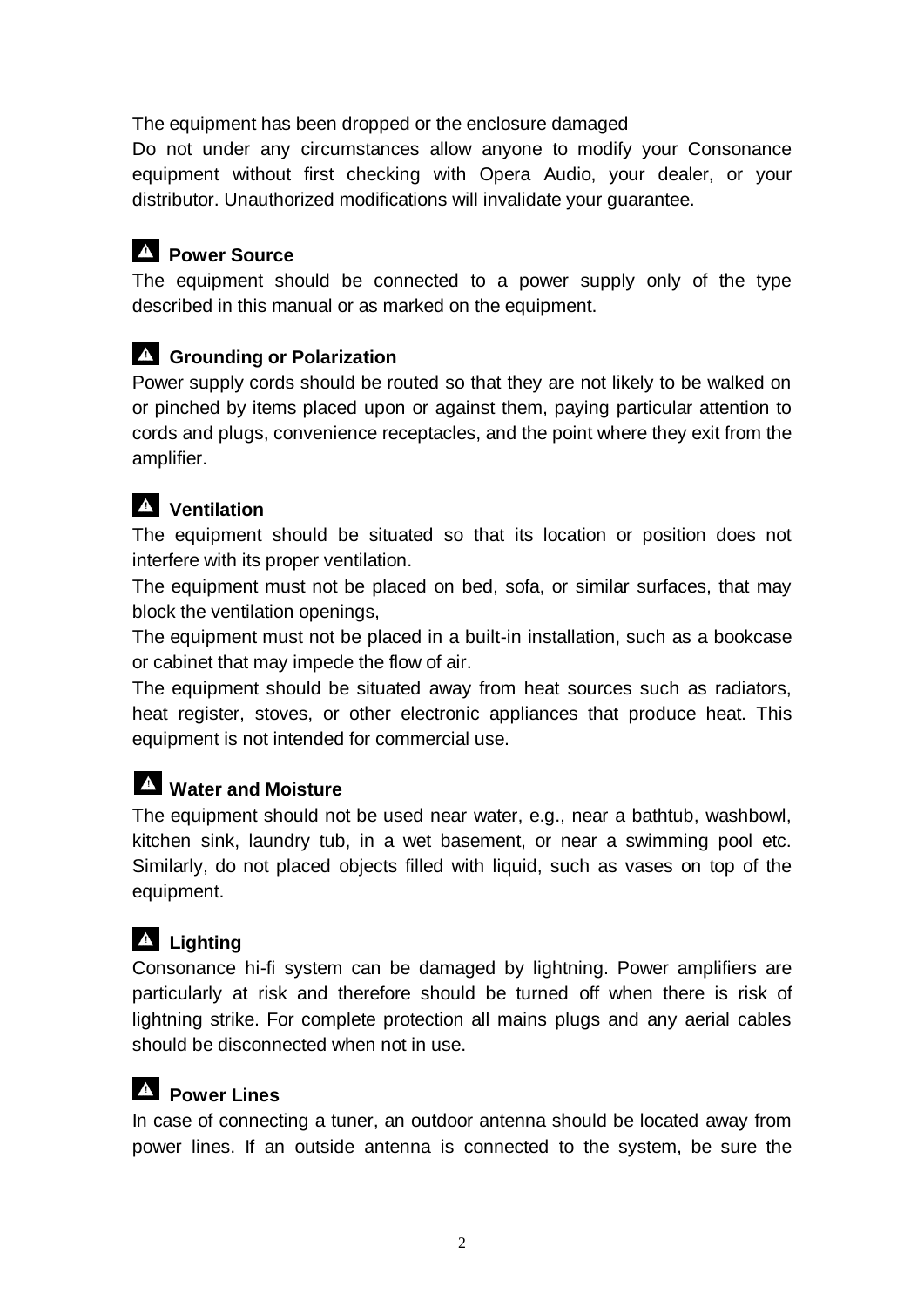The equipment has been dropped or the enclosure damaged

Do not under any circumstances allow anyone to modify your Consonance equipment without first checking with Opera Audio, your dealer, or your distributor. Unauthorized modifications will invalidate your guarantee.

### ⚠ Power Source

The equipment should be connected to a power supply only of the type described in this manual or as marked on the equipment.

### ⚠ Grounding or Polarization

Power supply cords should be routed so that they are not likely to be walked on or pinched by items placed upon or against them, paying particular attention to cords and plugs, convenience receptacles, and the point where they exit from the amplifier.

### ⚠ Ventilation

The equipment should be situated so that its location or position does not interfere with its proper ventilation.

The equipment must not be placed on bed, sofa, or similar surfaces, that may block the ventilation openings,

The equipment must not be placed in a built-in installation, such as a bookcase or cabinet that may impede the flow of air.

The equipment should be situated away from heat sources such as radiators, heat register, stoves, or other electronic appliances that produce heat. This equipment is not intended for commercial use.

### ⚠ Water and Moisture

The equipment should not be used near water, e.g., near a bathtub, washbowl, kitchen sink, laundry tub, in a wet basement, or near a swimming pool etc. Similarly, do not placed objects filled with liquid, such as vases on top of the equipment.

### ⚠ Lighting

Consonance hi-fi system can be damaged by lightning. Power amplifiers are particularly at risk and therefore should be turned off when there is risk of lightning strike. For complete protection all mains plugs and any aerial cables should be disconnected when not in use.

### ⚠ Power Lines

In case of connecting a tuner, an outdoor antenna should be located away from power lines. If an outside antenna is connected to the system, be sure the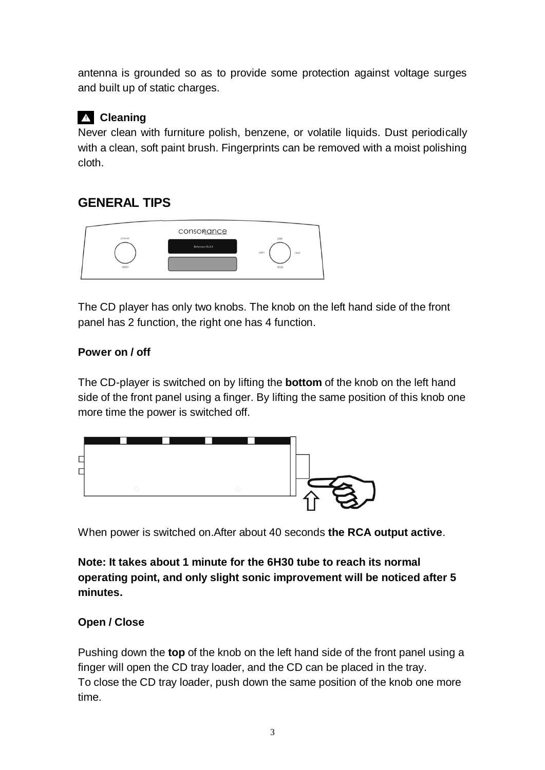antenna is grounded so as to provide some protection against voltage surges and built up of static charges.

### ⚠ Cleaning

Never clean with furniture polish, benzene, or volatile liquids. Dust periodically with a clean, soft paint brush. Fingerprints can be removed with a moist polishing cloth.

## GENERAL TIPS

The CD player has only two knobs. The knob on the left hand side of the front panel has 2 function, the right one has 4 function.

### Power on / off

The CD-player is switched on by lifting the **bottom** of the knob on the left hand side of the front panel using a finger. By lifting the same position of this knob one more time the power is switched off.

When power is switched on.After about 40 seconds **the RCA output active**.

**Note: It takes about 1 minute for the 6H30 tube to reach its normal operating point, and only slight sonic improvement will be noticed after 5 minutes.**

### Open / Close

Pushing down the **top** of the knob on the left hand side of the front panel using a finger will open the CD tray loader, and the CD can be placed in the tray.
To close the CD tray loader, push down the same position of the knob one more time.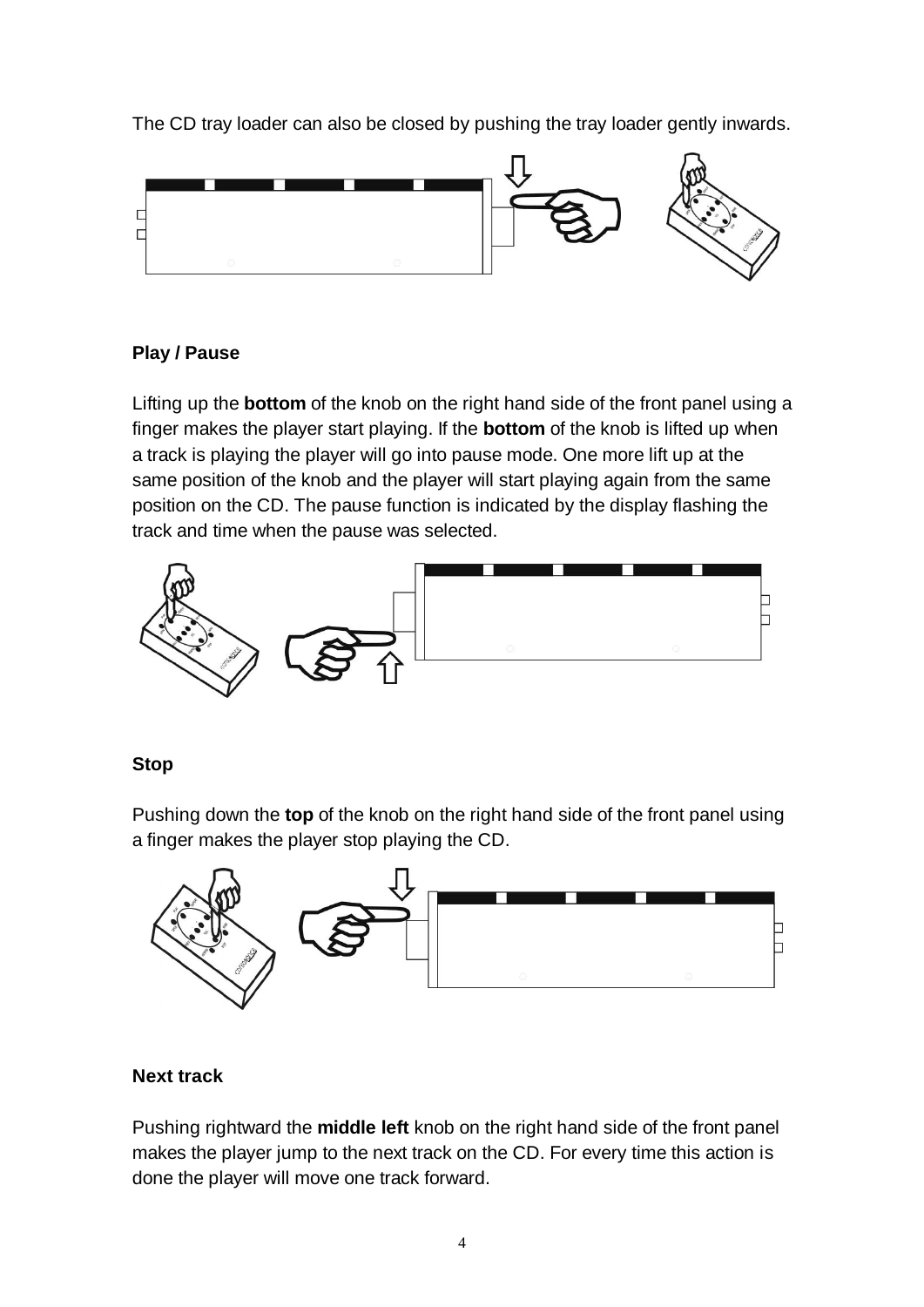The CD tray loader can also be closed by pushing the tray loader gently inwards.

**Play / Pause**

Lifting up the **bottom** of the knob on the right hand side of the front panel using a finger makes the player start playing. If the **bottom** of the knob is lifted up when a track is playing the player will go into pause mode. One more lift up at the same position of the knob and the player will start playing again from the same position on the CD. The pause function is indicated by the display flashing the track and time when the pause was selected.

**Stop**

Pushing down the **top** of the knob on the right hand side of the front panel using a finger makes the player stop playing the CD.

**Next track**

Pushing rightward the **middle left** knob on the right hand side of the front panel makes the player jump to the next track on the CD. For every time this action is done the player will move one track forward.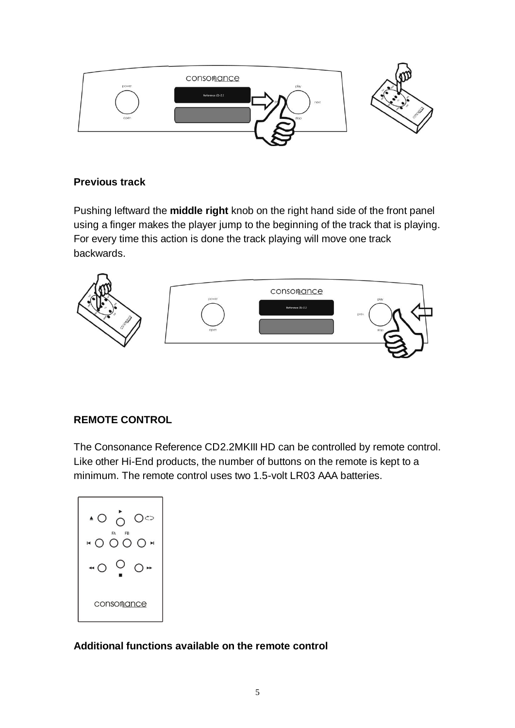## Previous track

Pushing leftward the **middle right** knob on the right hand side of the front panel using a finger makes the player jump to the beginning of the track that is playing. For every time this action is done the track playing will move one track backwards.

## REMOTE CONTROL

The Consonance Reference CD2.2MKIII HD can be controlled by remote control. Like other Hi-End products, the number of buttons on the remote is kept to a minimum. The remote control uses two 1.5-volt LR03 AAA batteries.

### Additional functions available on the remote control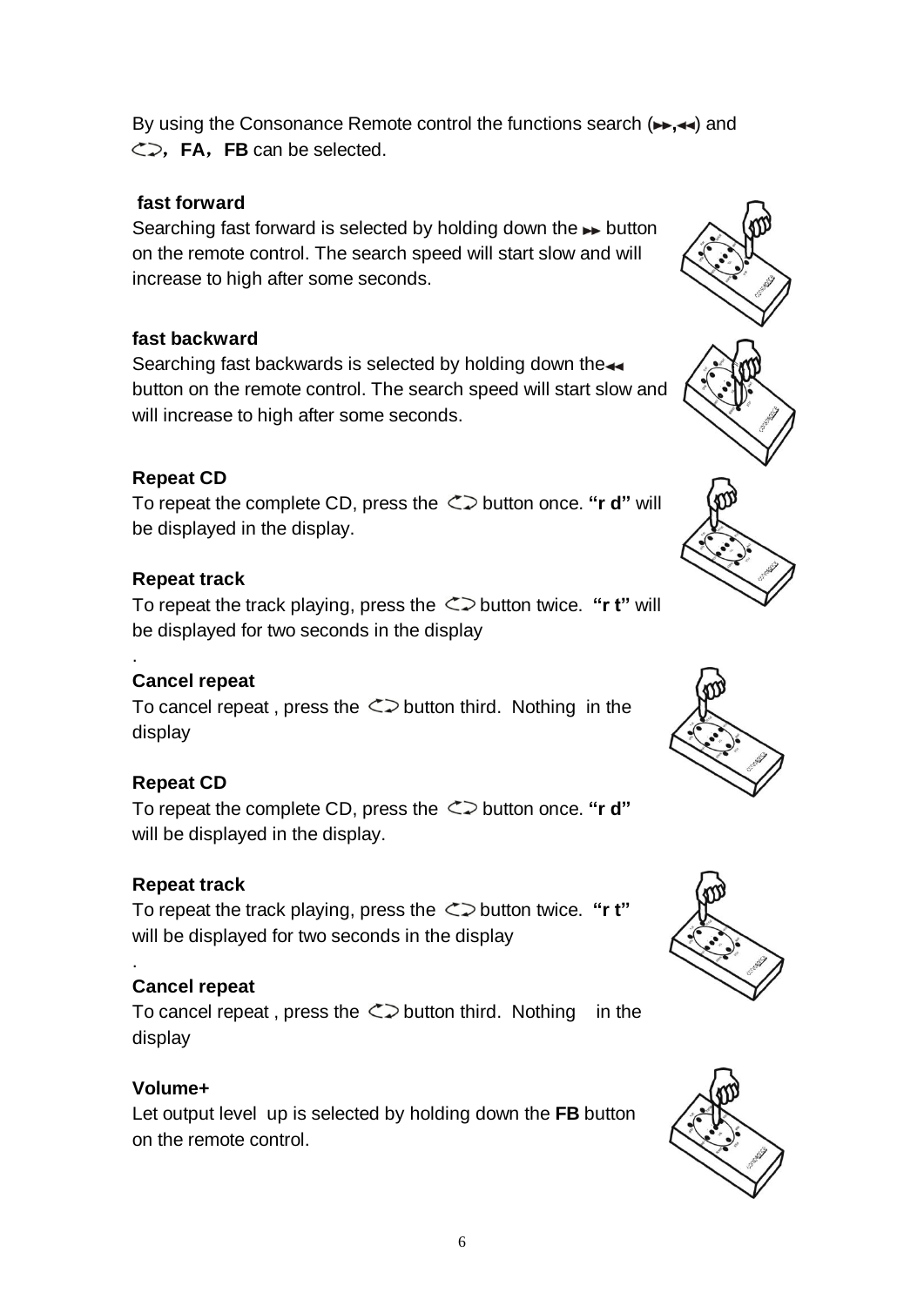By using the Consonance Remote control the functions search (►►,◄◄) and ⟲, **FA**, **FB** can be selected.

**fast forward**

Searching fast forward is selected by holding down the ►► button on the remote control. The search speed will start slow and will increase to high after some seconds.

**fast backward**

Searching fast backwards is selected by holding down the ◄◄ button on the remote control. The search speed will start slow and will increase to high after some seconds.

**Repeat CD**

To repeat the complete CD, press the ⟲ button once. **"r d"** will be displayed in the display.

**Repeat track**

To repeat the track playing, press the ⟲ button twice. **"r t"** will be displayed for two seconds in the display

.

**Cancel repeat**

To cancel repeat , press the ⟲ button third. Nothing in the display

**Repeat CD**

To repeat the complete CD, press the ⟲ button once. **"r d"** will be displayed in the display.

**Repeat track**

To repeat the track playing, press the ⟲ button twice. **"r t"** will be displayed for two seconds in the display

.

**Cancel repeat**

To cancel repeat , press the ⟲ button third. Nothing in the display

**Volume+**

Let output level up is selected by holding down the **FB** button on the remote control.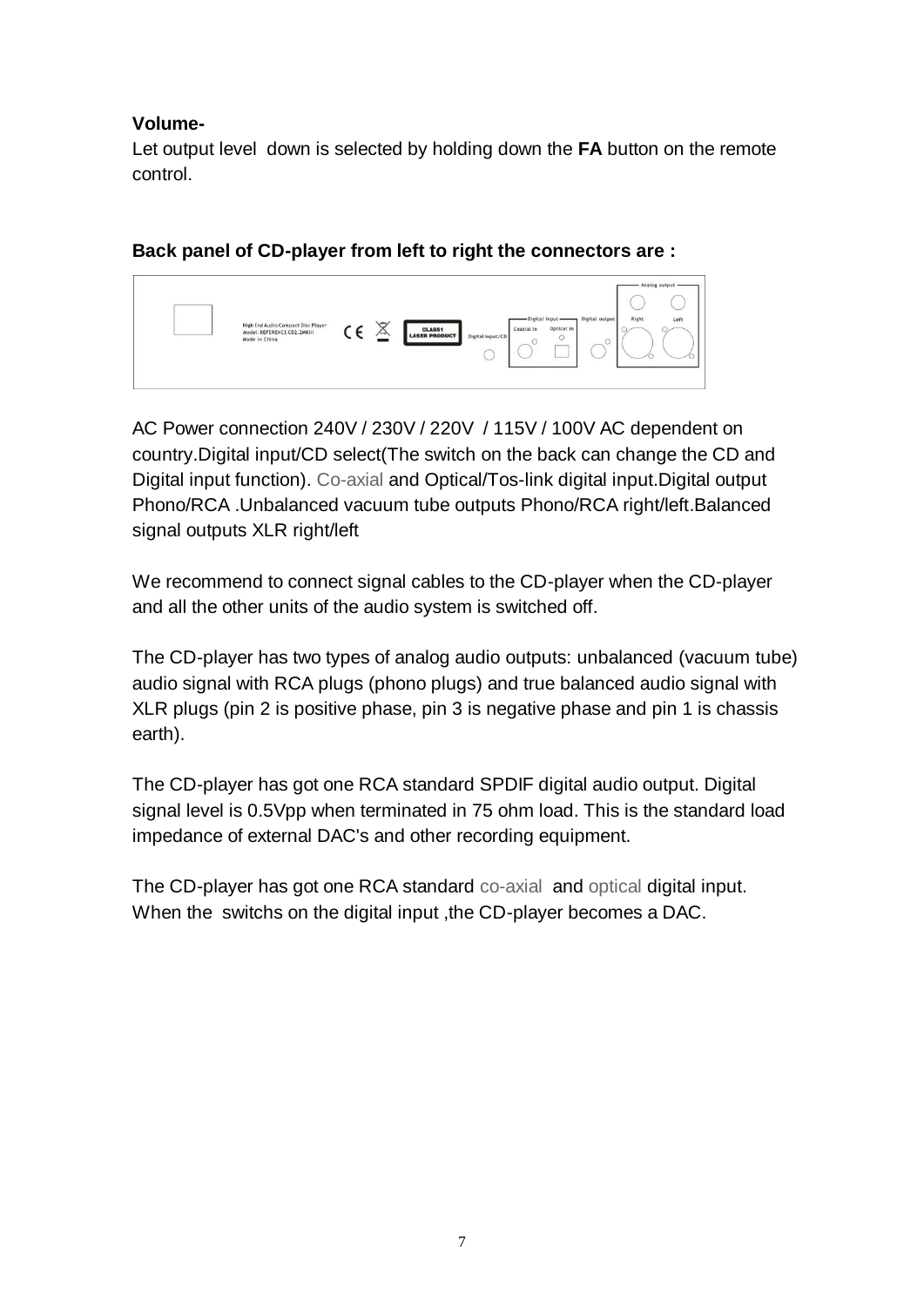**Volume-**

Let output level down is selected by holding down the **FA** button on the remote control.

**Back panel of CD-player from left to right the connectors are :**

AC Power connection 240V / 230V / 220V / 115V / 100V AC dependent on country.Digital input/CD select(The switch on the back can change the CD and Digital input function). Co-axial and Optical/Tos-link digital input.Digital output Phono/RCA .Unbalanced vacuum tube outputs Phono/RCA right/left.Balanced signal outputs XLR right/left

We recommend to connect signal cables to the CD-player when the CD-player and all the other units of the audio system is switched off.

The CD-player has two types of analog audio outputs: unbalanced (vacuum tube) audio signal with RCA plugs (phono plugs) and true balanced audio signal with XLR plugs (pin 2 is positive phase, pin 3 is negative phase and pin 1 is chassis earth).

The CD-player has got one RCA standard SPDIF digital audio output. Digital signal level is 0.5Vpp when terminated in 75 ohm load. This is the standard load impedance of external DAC's and other recording equipment.

The CD-player has got one RCA standard co-axial and optical digital input. When the switchs on the digital input ,the CD-player becomes a DAC.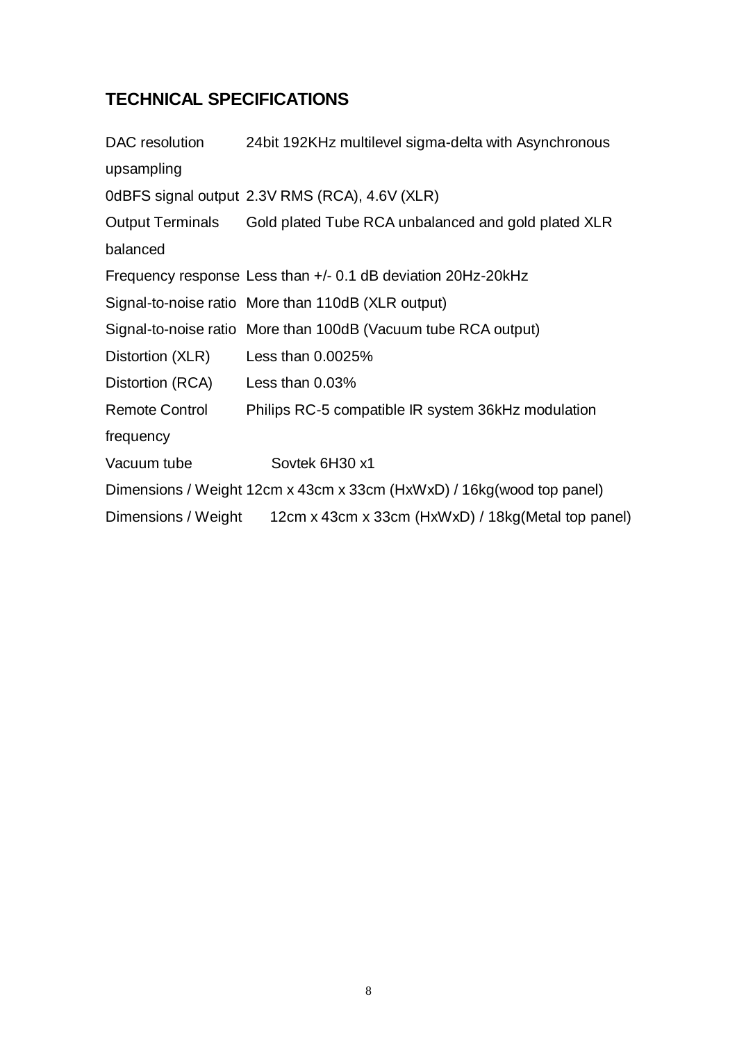## TECHNICAL SPECIFICATIONS

| | |
|---|---|
| DAC resolution | 24bit 192KHz multilevel sigma-delta with Asynchronous upsampling |
| 0dBFS signal output | 2.3V RMS (RCA), 4.6V (XLR) |
| Output Terminals | Gold plated Tube RCA unbalanced and gold plated XLR balanced |
| Frequency response | Less than +/- 0.1 dB deviation 20Hz-20kHz |
| Signal-to-noise ratio | More than 110dB (XLR output) |
| Signal-to-noise ratio | More than 100dB (Vacuum tube RCA output) |
| Distortion (XLR) | Less than 0.0025% |
| Distortion (RCA) | Less than 0.03% |
| Remote Control frequency | Philips RC-5 compatible IR system 36kHz modulation |
| Vacuum tube | Sovtek 6H30 x1 |
| Dimensions / Weight | 12cm x 43cm x 33cm (HxWxD) / 16kg(wood top panel) |
| Dimensions / Weight | 12cm x 43cm x 33cm (HxWxD) / 18kg(Metal top panel) |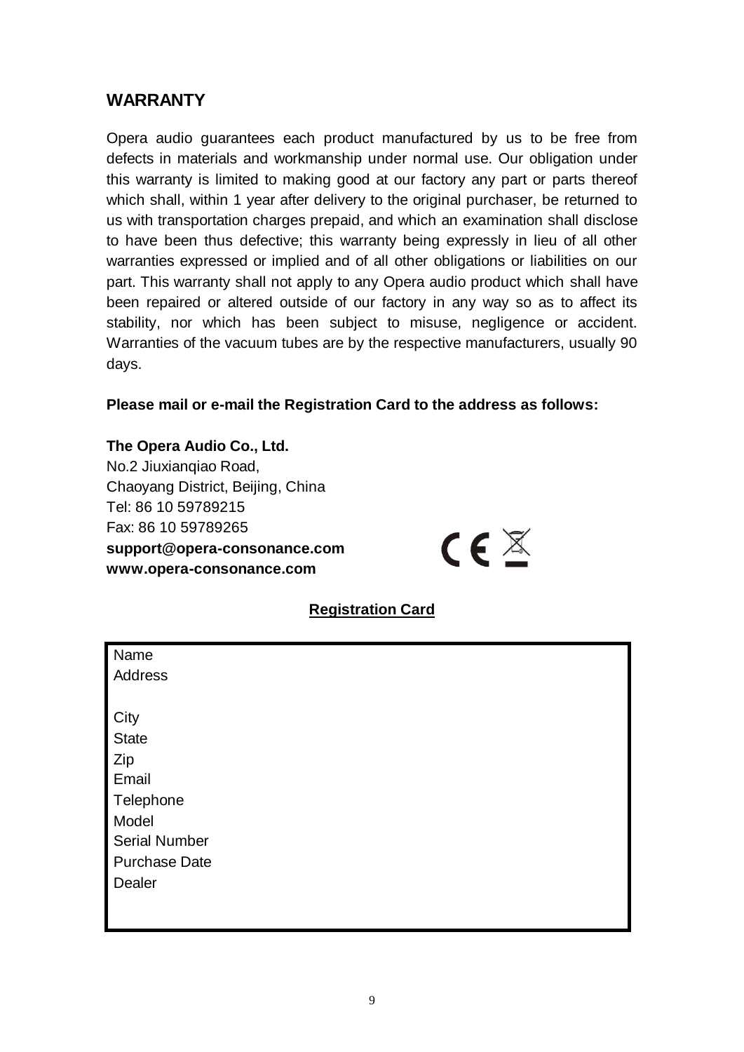## WARRANTY

Opera audio guarantees each product manufactured by us to be free from defects in materials and workmanship under normal use. Our obligation under this warranty is limited to making good at our factory any part or parts thereof which shall, within 1 year after delivery to the original purchaser, be returned to us with transportation charges prepaid, and which an examination shall disclose to have been thus defective; this warranty being expressly in lieu of all other warranties expressed or implied and of all other obligations or liabilities on our part. This warranty shall not apply to any Opera audio product which shall have been repaired or altered outside of our factory in any way so as to affect its stability, nor which has been subject to misuse, negligence or accident. Warranties of the vacuum tubes are by the respective manufacturers, usually 90 days.

**Please mail or e-mail the Registration Card to the address as follows:**

**The Opera Audio Co., Ltd.**
No.2 Jiuxianqiao Road,
Chaoyang District, Beijing, China
Tel: 86 10 59789215
Fax: 86 10 59789265
**support@opera-consonance.com**
**www.opera-consonance.com**

**Registration Card**

Name
Address

City
State
Zip
Email
Telephone
Model
Serial Number
Purchase Date
Dealer